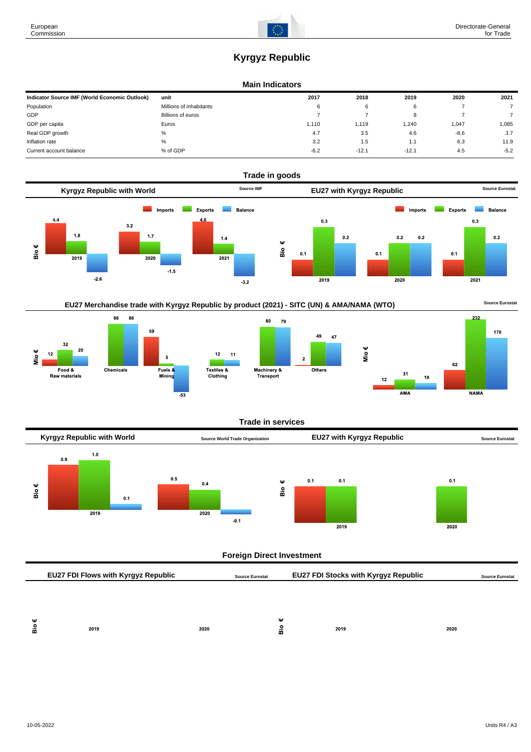# Kyrgyz Republic

## Main Indicators

| Indicator Source IMF (World Economic Outlook) | unit | 2017 | 2018 | 2019 | 2020 | 2021 |
|---|---|---|---|---|---|---|
| Population | Millions of inhabitants | 6 | 6 | 6 | 7 | 7 |
| GDP | Billions of euros | 7 | 7 | 8 | 7 | 7 |
| GDP per capita | Euros | 1,110 | 1,119 | 1,240 | 1,047 | 1,085 |
| Real GDP growth | % | 4.7 | 3.5 | 4.6 | -8.6 | 3.7 |
| Inflation rate | % | 3.2 | 1.5 | 1.1 | 6.3 | 11.9 |
| Current account balance | % of GDP | -6.2 | -12.1 | -12.1 | 4.5 | -5.2 |

## Trade in goods

### Kyrgyz Republic with World

Source IMF

Bio €

| | Imports | Exports | Balance |
|---|---|---|---|
| 2019 | 4.4 | 1.8 | -2.6 |
| 2020 | 3.2 | 1.7 | -1.5 |
| 2021 | 4.6 | 1.4 | -3.2 |

### EU27 with Kyrgyz Republic

Source Eurostat

Bio €

| | Imports | Exports | Balance |
|---|---|---|---|
| 2019 | 0.1 | 0.3 | 0.2 |
| 2020 | 0.1 | 0.2 | 0.2 |
| 2021 | 0.1 | 0.3 | 0.2 |

### EU27 Merchandise trade with Kyrgyz Republic by product (2021) - SITC (UN) & AMA/NAMA (WTO)

Source Eurostat

Mio €

| | Imports | Exports | Balance |
|---|---|---|---|
| Food & Raw materials | 12 | 32 | 20 |
| Chemicals | | 86 | 86 |
| Fuels & Mining | 59 | 5 | -53 |
| Textiles & Clothing | | 12 | 11 |
| Machinery & Transport | | 80 | 79 |
| Others | 2 | 49 | 47 |

Mio €

| | Imports | Exports | Balance |
|---|---|---|---|
| AMA | 12 | 31 | 19 |
| NAMA | 62 | 232 | 170 |

## Trade in services

### Kyrgyz Republic with World

Source World Trade Organization

Bio €

| | Imports | Exports | Balance |
|---|---|---|---|
| 2019 | 0.9 | 1.0 | 0.1 |
| 2020 | 0.5 | 0.4 | -0.1 |

### EU27 with Kyrgyz Republic

Source Eurostat

Bio €

| | Imports | Exports | Balance |
|---|---|---|---|
| 2019 | 0.1 | 0.1 | |
| 2020 | | 0.1 | |

## Foreign Direct Investment

### EU27 FDI Flows with Kyrgyz Republic

Source Eurostat

Bio €

2019 2020

### EU27 FDI Stocks with Kyrgyz Republic

Source Eurostat

Bio €

2019 2020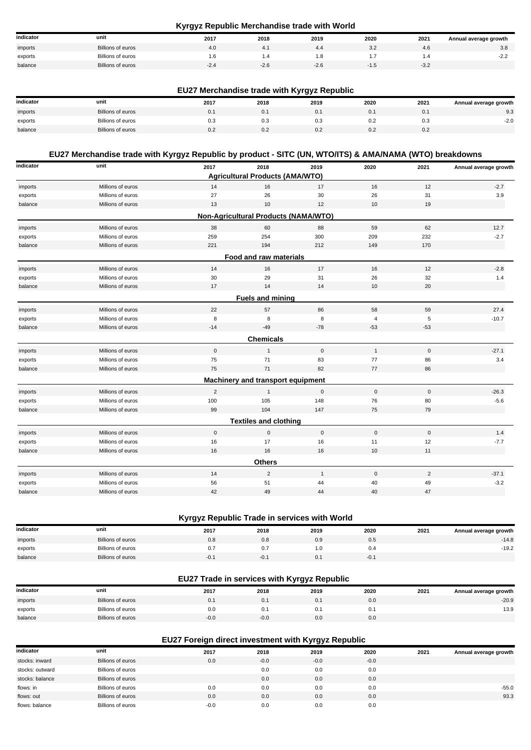## Kyrgyz Republic Merchandise trade with World

| indicator | unit | 2017 | 2018 | 2019 | 2020 | 2021 | Annual average growth |
|---|---|---|---|---|---|---|---|
| imports | Billions of euros | 4.0 | 4.1 | 4.4 | 3.2 | 4.6 | 3.8 |
| exports | Billions of euros | 1.6 | 1.4 | 1.8 | 1.7 | 1.4 | -2.2 |
| balance | Billions of euros | -2.4 | -2.6 | -2.6 | -1.5 | -3.2 | |

## EU27 Merchandise trade with Kyrgyz Republic

| indicator | unit | 2017 | 2018 | 2019 | 2020 | 2021 | Annual average growth |
|---|---|---|---|---|---|---|---|
| imports | Billions of euros | 0.1 | 0.1 | 0.1 | 0.1 | 0.1 | 9.3 |
| exports | Billions of euros | 0.3 | 0.3 | 0.3 | 0.2 | 0.3 | -2.0 |
| balance | Billions of euros | 0.2 | 0.2 | 0.2 | 0.2 | 0.2 | |

## EU27 Merchandise trade with Kyrgyz Republic by product - SITC (UN, WTO/ITS) & AMA/NAMA (WTO) breakdowns

| indicator | unit | 2017 | 2018 | 2019 | 2020 | 2021 | Annual average growth |
|---|---|---|---|---|---|---|---|
| | | | **Agricultural Products (AMA/WTO)** | | | | |
| imports | Millions of euros | 14 | 16 | 17 | 16 | 12 | -2.7 |
| exports | Millions of euros | 27 | 26 | 30 | 26 | 31 | 3.9 |
| balance | Millions of euros | 13 | 10 | 12 | 10 | 19 | |
| | | | **Non-Agricultural Products (NAMA/WTO)** | | | | |
| imports | Millions of euros | 38 | 60 | 88 | 59 | 62 | 12.7 |
| exports | Millions of euros | 259 | 254 | 300 | 209 | 232 | -2.7 |
| balance | Millions of euros | 221 | 194 | 212 | 149 | 170 | |
| | | | **Food and raw materials** | | | | |
| imports | Millions of euros | 14 | 16 | 17 | 16 | 12 | -2.8 |
| exports | Millions of euros | 30 | 29 | 31 | 26 | 32 | 1.4 |
| balance | Millions of euros | 17 | 14 | 14 | 10 | 20 | |
| | | | **Fuels and mining** | | | | |
| imports | Millions of euros | 22 | 57 | 86 | 58 | 59 | 27.4 |
| exports | Millions of euros | 8 | 8 | 8 | 4 | 5 | -10.7 |
| balance | Millions of euros | -14 | -49 | -78 | -53 | -53 | |
| | | | **Chemicals** | | | | |
| imports | Millions of euros | 0 | 1 | 0 | 1 | 0 | -27.1 |
| exports | Millions of euros | 75 | 71 | 83 | 77 | 86 | 3.4 |
| balance | Millions of euros | 75 | 71 | 82 | 77 | 86 | |
| | | | **Machinery and transport equipment** | | | | |
| imports | Millions of euros | 2 | 1 | 0 | 0 | 0 | -26.3 |
| exports | Millions of euros | 100 | 105 | 148 | 76 | 80 | -5.6 |
| balance | Millions of euros | 99 | 104 | 147 | 75 | 79 | |
| | | | **Textiles and clothing** | | | | |
| imports | Millions of euros | 0 | 0 | 0 | 0 | 0 | 1.4 |
| exports | Millions of euros | 16 | 17 | 16 | 11 | 12 | -7.7 |
| balance | Millions of euros | 16 | 16 | 16 | 10 | 11 | |
| | | | **Others** | | | | |
| imports | Millions of euros | 14 | 2 | 1 | 0 | 2 | -37.1 |
| exports | Millions of euros | 56 | 51 | 44 | 40 | 49 | -3.2 |
| balance | Millions of euros | 42 | 49 | 44 | 40 | 47 | |

## Kyrgyz Republic Trade in services with World

| indicator | unit | 2017 | 2018 | 2019 | 2020 | 2021 | Annual average growth |
|---|---|---|---|---|---|---|---|
| imports | Billions of euros | 0.8 | 0.8 | 0.9 | 0.5 | | -14.8 |
| exports | Billions of euros | 0.7 | 0.7 | 1.0 | 0.4 | | -19.2 |
| balance | Billions of euros | -0.1 | -0.1 | 0.1 | -0.1 | | |

## EU27 Trade in services with Kyrgyz Republic

| indicator | unit | 2017 | 2018 | 2019 | 2020 | 2021 | Annual average growth |
|---|---|---|---|---|---|---|---|
| imports | Billions of euros | 0.1 | 0.1 | 0.1 | 0.0 | | -20.9 |
| exports | Billions of euros | 0.0 | 0.1 | 0.1 | 0.1 | | 13.9 |
| balance | Billions of euros | -0.0 | -0.0 | 0.0 | 0.0 | | |

## EU27 Foreign direct investment with Kyrgyz Republic

| indicator | unit | 2017 | 2018 | 2019 | 2020 | 2021 | Annual average growth |
|---|---|---|---|---|---|---|---|
| stocks: inward | Billions of euros | 0.0 | -0.0 | -0.0 | -0.0 | | |
| stocks: outward | Billions of euros | | 0.0 | 0.0 | 0.0 | | |
| stocks: balance | Billions of euros | | 0.0 | 0.0 | 0.0 | | |
| flows: in | Billions of euros | 0.0 | 0.0 | 0.0 | 0.0 | | -55.0 |
| flows: out | Billions of euros | 0.0 | 0.0 | 0.0 | 0.0 | | 93.3 |
| flows: balance | Billions of euros | -0.0 | 0.0 | 0.0 | 0.0 | | |